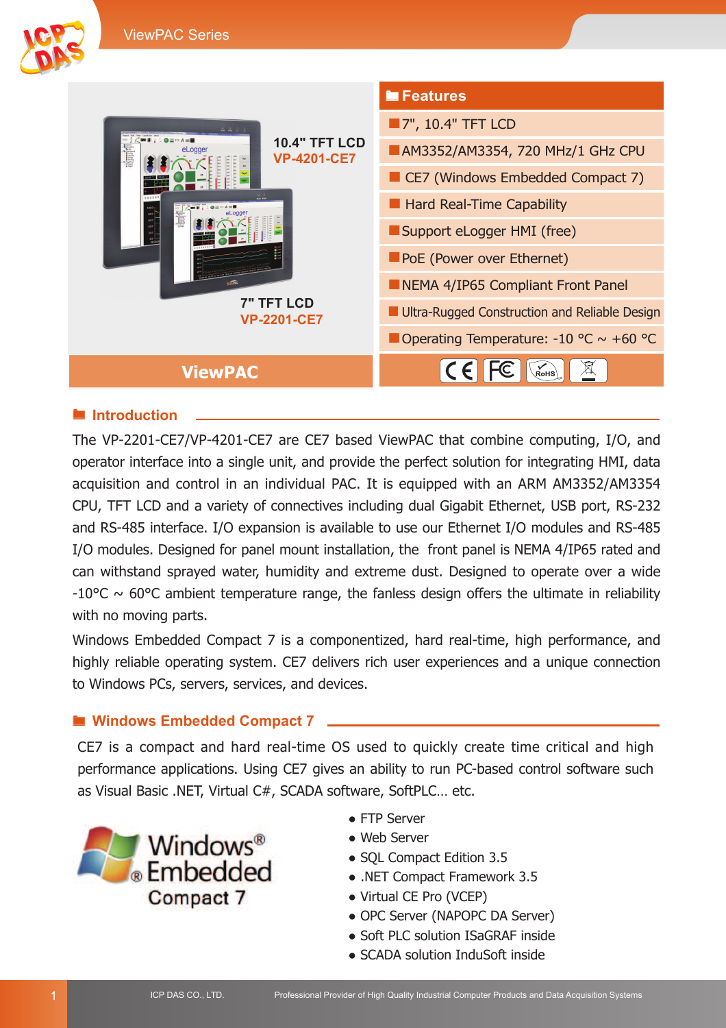ViewPAC Series

10.4" TFT LCD
VP-4201-CE7

7" TFT LCD
VP-2201-CE7

**ViewPAC**

## Features

- 7", 10.4" TFT LCD
- AM3352/AM3354, 720 MHz/1 GHz CPU
- CE7 (Windows Embedded Compact 7)
- Hard Real-Time Capability
- Support eLogger HMI (free)
- PoE (Power over Ethernet)
- NEMA 4/IP65 Compliant Front Panel
- Ultra-Rugged Construction and Reliable Design
- Operating Temperature: -10 °C ~ +60 °C

## Introduction

The VP-2201-CE7/VP-4201-CE7 are CE7 based ViewPAC that combine computing, I/O, and operator interface into a single unit, and provide the perfect solution for integrating HMI, data acquisition and control in an individual PAC. It is equipped with an ARM AM3352/AM3354 CPU, TFT LCD and a variety of connectives including dual Gigabit Ethernet, USB port, RS-232 and RS-485 interface. I/O expansion is available to use our Ethernet I/O modules and RS-485 I/O modules. Designed for panel mount installation, the front panel is NEMA 4/IP65 rated and can withstand sprayed water, humidity and extreme dust. Designed to operate over a wide -10°C ~ 60°C ambient temperature range, the fanless design offers the ultimate in reliability with no moving parts.

Windows Embedded Compact 7 is a componentized, hard real-time, high performance, and highly reliable operating system. CE7 delivers rich user experiences and a unique connection to Windows PCs, servers, services, and devices.

## Windows Embedded Compact 7

CE7 is a compact and hard real-time OS used to quickly create time critical and high performance applications. Using CE7 gives an ability to run PC-based control software such as Visual Basic .NET, Virtual C#, SCADA software, SoftPLC… etc.

Windows® Embedded Compact 7

- FTP Server
- Web Server
- SQL Compact Edition 3.5
- .NET Compact Framework 3.5
- Virtual CE Pro (VCEP)
- OPC Server (NAPOPC DA Server)
- Soft PLC solution ISaGRAF inside
- SCADA solution InduSoft inside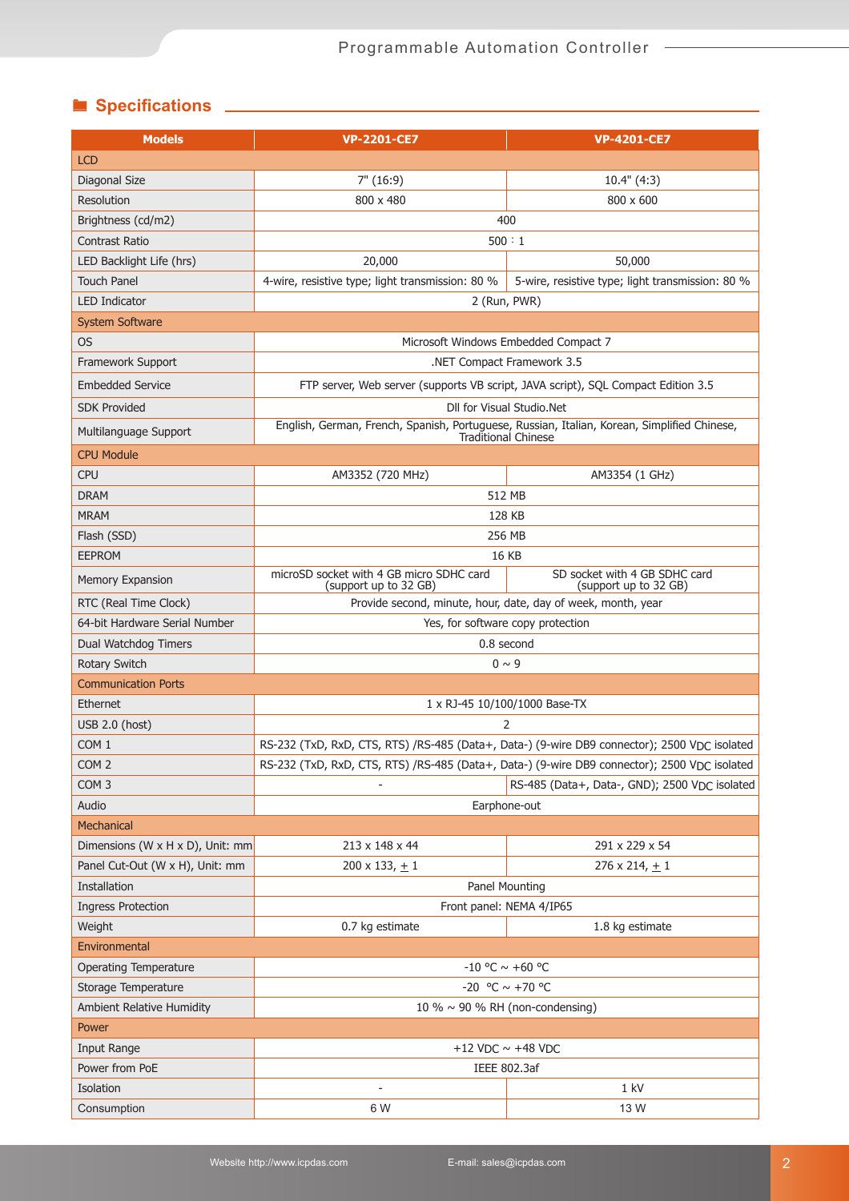## Specifications

| Models | VP-2201-CE7 | VP-4201-CE7 |
|---|---|---|
| **LCD** | | |
| Diagonal Size | 7" (16:9) | 10.4" (4:3) |
| Resolution | 800 x 480 | 800 x 600 |
| Brightness (cd/m2) | 400 | |
| Contrast Ratio | 500 : 1 | |
| LED Backlight Life (hrs) | 20,000 | 50,000 |
| Touch Panel | 4-wire, resistive type; light transmission: 80 % | 5-wire, resistive type; light transmission: 80 % |
| LED Indicator | 2 (Run, PWR) | |
| **System Software** | | |
| OS | Microsoft Windows Embedded Compact 7 | |
| Framework Support | .NET Compact Framework 3.5 | |
| Embedded Service | FTP server, Web server (supports VB script, JAVA script), SQL Compact Edition 3.5 | |
| SDK Provided | Dll for Visual Studio.Net | |
| Multilanguage Support | English, German, French, Spanish, Portuguese, Russian, Italian, Korean, Simplified Chinese, Traditional Chinese | |
| **CPU Module** | | |
| CPU | AM3352 (720 MHz) | AM3354 (1 GHz) |
| DRAM | 512 MB | |
| MRAM | 128 KB | |
| Flash (SSD) | 256 MB | |
| EEPROM | 16 KB | |
| Memory Expansion | microSD socket with 4 GB micro SDHC card (support up to 32 GB) | SD socket with 4 GB SDHC card (support up to 32 GB) |
| RTC (Real Time Clock) | Provide second, minute, hour, date, day of week, month, year | |
| 64-bit Hardware Serial Number | Yes, for software copy protection | |
| Dual Watchdog Timers | 0.8 second | |
| Rotary Switch | 0 ~ 9 | |
| **Communication Ports** | | |
| Ethernet | 1 x RJ-45 10/100/1000 Base-TX | |
| USB 2.0 (host) | 2 | |
| COM 1 | RS-232 (TxD, RxD, CTS, RTS) /RS-485 (Data+, Data-) (9-wire DB9 connector); 2500 $V_{DC}$ isolated | |
| COM 2 | RS-232 (TxD, RxD, CTS, RTS) /RS-485 (Data+, Data-) (9-wire DB9 connector); 2500 $V_{DC}$ isolated | |
| COM 3 | - | RS-485 (Data+, Data-, GND); 2500 $V_{DC}$ isolated |
| Audio | Earphone-out | |
| **Mechanical** | | |
| Dimensions (W x H x D), Unit: mm | 213 x 148 x 44 | 291 x 229 x 54 |
| Panel Cut-Out (W x H), Unit: mm | 200 x 133, ± 1 | 276 x 214, ± 1 |
| Installation | Panel Mounting | |
| Ingress Protection | Front panel: NEMA 4/IP65 | |
| Weight | 0.7 kg estimate | 1.8 kg estimate |
| **Environmental** | | |
| Operating Temperature | -10 °C ~ +60 °C | |
| Storage Temperature | -20 °C ~ +70 °C | |
| Ambient Relative Humidity | 10 % ~ 90 % RH (non-condensing) | |
| **Power** | | |
| Input Range | +12 VDC ~ +48 VDC | |
| Power from PoE | IEEE 802.3af | |
| Isolation | - | 1 kV |
| Consumption | 6 W | 13 W |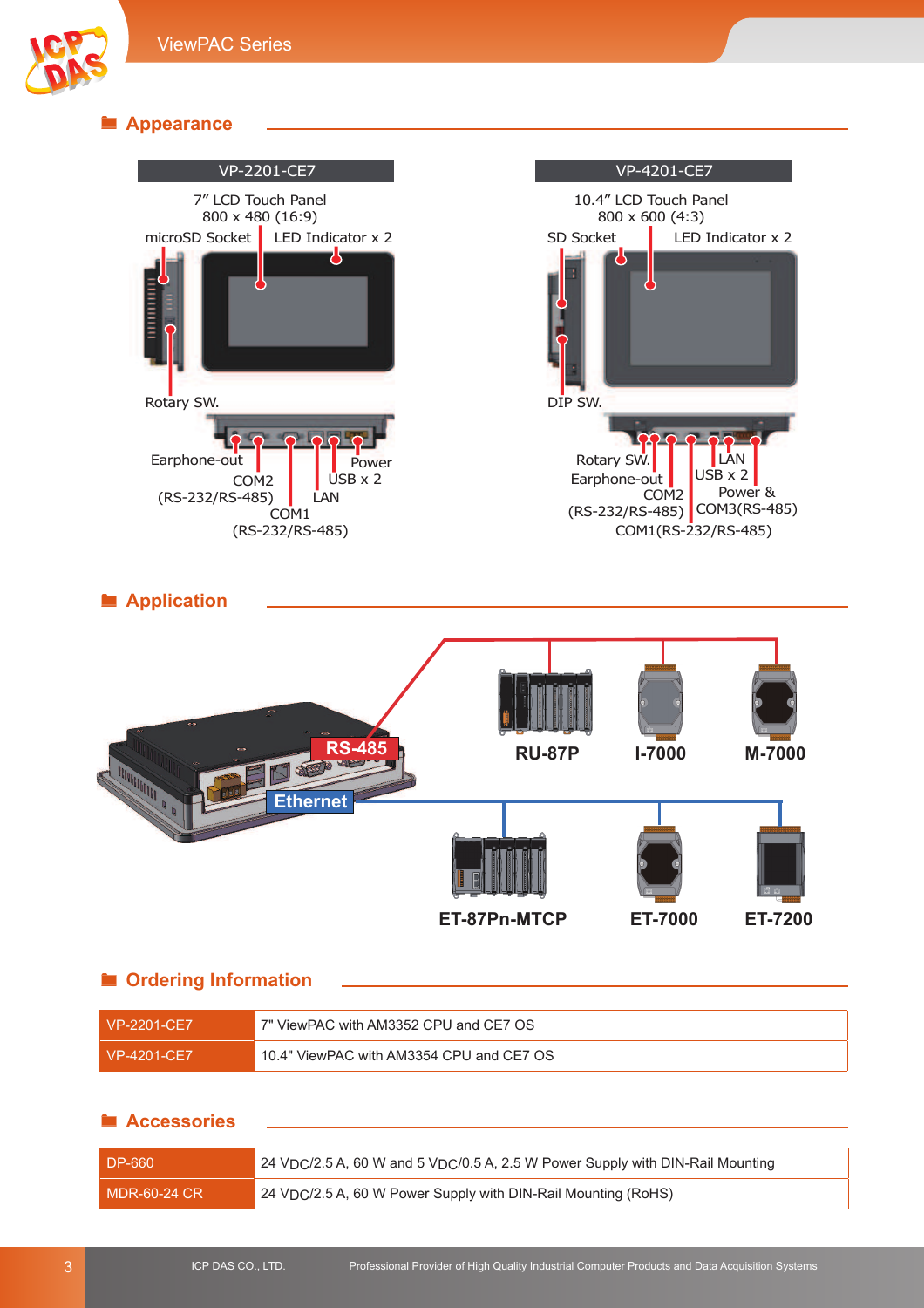## Appearance

VP-2201-CE7

7" LCD Touch Panel
800 x 480 (16:9)

microSD Socket
LED Indicator x 2
Rotary SW.
Earphone-out
Power
USB x 2
COM2
(RS-232/RS-485)
LAN
COM1
(RS-232/RS-485)

VP-4201-CE7

10.4" LCD Touch Panel
800 x 600 (4:3)

SD Socket
LED Indicator x 2
DIP SW.
Rotary SW.
LAN
Earphone-out
USB x 2
COM2
Power &
(RS-232/RS-485)
COM3(RS-485)
COM1(RS-232/RS-485)

## Application

RS-485
Ethernet
RU-87P
I-7000
M-7000
ET-87Pn-MTCP
ET-7000
ET-7200

## Ordering Information

| | |
|---|---|
| VP-2201-CE7 | 7" ViewPAC with AM3352 CPU and CE7 OS |
| VP-4201-CE7 | 10.4" ViewPAC with AM3354 CPU and CE7 OS |

## Accessories

| | |
|---|---|
| DP-660 | 24 $V_{DC}$/2.5 A, 60 W and 5 $V_{DC}$/0.5 A, 2.5 W Power Supply with DIN-Rail Mounting |
| MDR-60-24 CR | 24 $V_{DC}$/2.5 A, 60 W Power Supply with DIN-Rail Mounting (RoHS) |